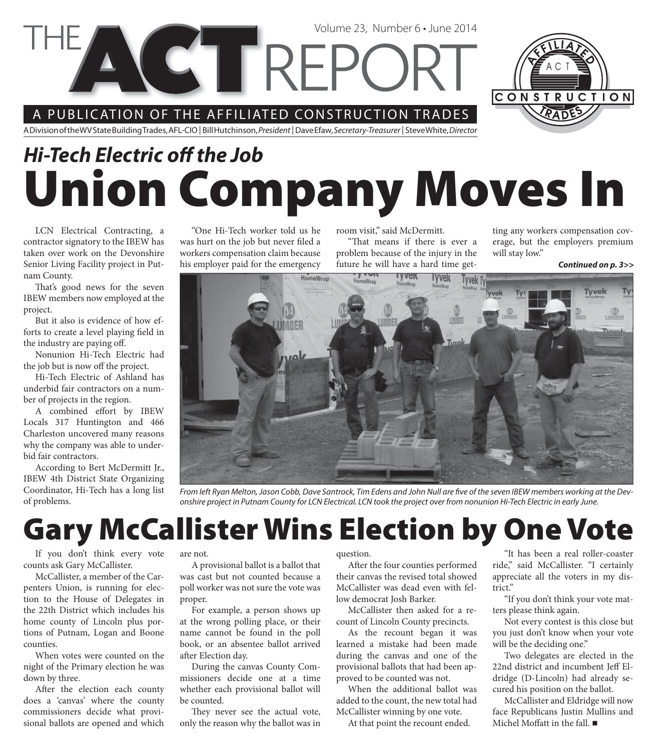# THE ACT REPORT

Volume 23, Number 6 • June 2014

A PUBLICATION OF THE AFFILIATED CONSTRUCTION TRADES

A Division of the WV State Building Trades, AFL-CIO | Bill Hutchinson, *President* | Dave Efaw, *Secretary-Treasurer* | Steve White, *Director*

## *Hi-Tech Electric off the Job*

# Union Company Moves In

LCN Electrical Contracting, a contractor signatory to the IBEW has taken over work on the Devonshire Senior Living Facility project in Putnam County.

That's good news for the seven IBEW members now employed at the project.

But it also is evidence of how efforts to create a level playing field in the industry are paying off.

Nonunion Hi-Tech Electric had the job but is now off the project.

Hi-Tech Electric of Ashland has underbid fair contractors on a number of projects in the region.

A combined effort by IBEW Locals 317 Huntington and 466 Charleston uncovered many reasons why the company was able to underbid fair contractors.

According to Bert McDermitt Jr., IBEW 4th District State Organizing Coordinator, Hi-Tech has a long list of problems.

"One Hi-Tech worker told us he was hurt on the job but never filed a workers compensation claim because his employer paid for the emergency room visit," said McDermitt.

"That means if there is ever a problem because of the injury in the future he will have a hard time getting any workers compensation coverage, but the employers premium will stay low."

***Continued on p. 3>>***

*From left Ryan Melton, Jason Cobb, Dave Santrock, Tim Edens and John Null are five of the seven IBEW members working at the Devonshire project in Putnam County for LCN Electrical. LCN took the project over from nonunion Hi-Tech Electric in early June.*

# Gary McCallister Wins Election by One Vote

If you don't think every vote counts ask Gary McCallister.

McCallister, a member of the Carpenters Union, is running for election to the House of Delegates in the 22th District which includes his home county of Lincoln plus portions of Putnam, Logan and Boone counties.

When votes were counted on the night of the Primary election he was down by three.

After the election each county does a 'canvas' where the county commissioners decide what provisional ballots are opened and which are not.

A provisional ballot is a ballot that was cast but not counted because a poll worker was not sure the vote was proper.

For example, a person shows up at the wrong polling place, or their name cannot be found in the poll book, or an absentee ballot arrived after Election day.

During the canvas County Commissioners decide one at a time whether each provisional ballot will be counted.

They never see the actual vote, only the reason why the ballot was in question.

After the four counties performed their canvas the revised total showed McCallister was dead even with fellow democrat Josh Barker.

McCallister then asked for a recount of Lincoln County precincts.

As the recount began it was learned a mistake had been made during the canvas and one of the provisional ballots that had been approved to be counted was not.

When the additional ballot was added to the count, the new total had McCallister winning by one vote.

At that point the recount ended.

"It has been a real roller-coaster ride," said McCallister. "I certainly appreciate all the voters in my district."

"If you don't think your vote matters please think again.

Not every contest is this close but you just don't know when your vote will be the deciding one."

Two delegates are elected in the 22nd district and incumbent Jeff Eldridge (D-Lincoln) had already secured his position on the ballot.

McCallister and Eldridge will now face Republicans Justin Mullins and Michel Moffatt in the fall. ■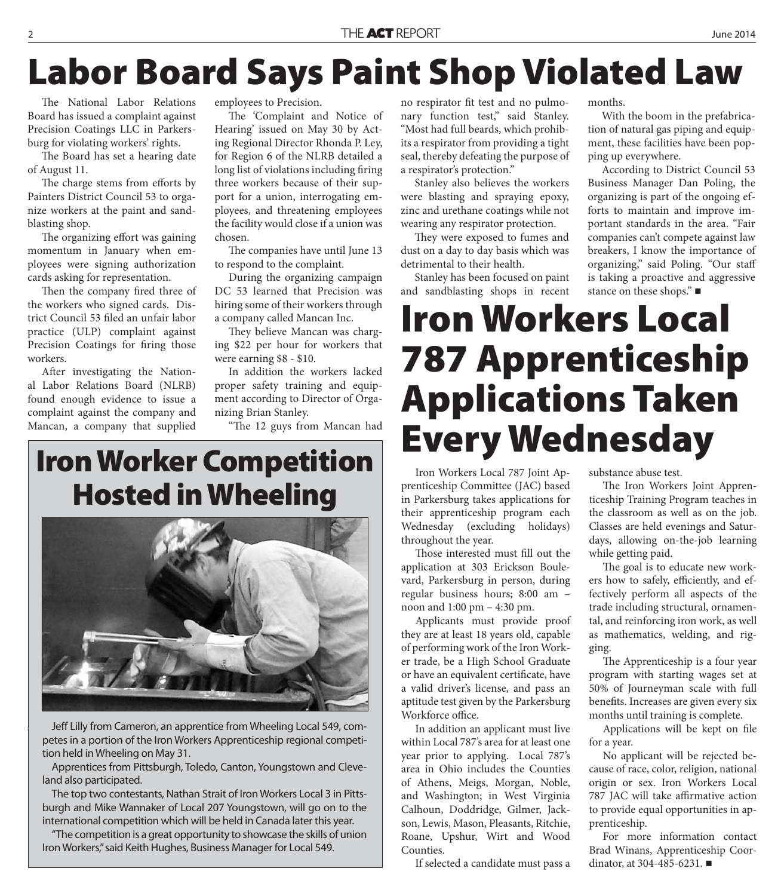# Labor Board Says Paint Shop Violated Law

The National Labor Relations Board has issued a complaint against Precision Coatings LLC in Parkersburg for violating workers' rights.

The Board has set a hearing date of August 11.

The charge stems from efforts by Painters District Council 53 to organize workers at the paint and sandblasting shop.

The organizing effort was gaining momentum in January when employees were signing authorization cards asking for representation.

Then the company fired three of the workers who signed cards. District Council 53 filed an unfair labor practice (ULP) complaint against Precision Coatings for firing those workers.

After investigating the National Labor Relations Board (NLRB) found enough evidence to issue a complaint against the company and Mancan, a company that supplied employees to Precision.

The 'Complaint and Notice of Hearing' issued on May 30 by Acting Regional Director Rhonda P. Ley, for Region 6 of the NLRB detailed a long list of violations including firing three workers because of their support for a union, interrogating employees, and threatening employees the facility would close if a union was chosen.

The companies have until June 13 to respond to the complaint.

During the organizing campaign DC 53 learned that Precision was hiring some of their workers through a company called Mancan Inc.

They believe Mancan was charging $22 per hour for workers that were earning $8 - $10.

In addition the workers lacked proper safety training and equipment according to Director of Organizing Brian Stanley.

"The 12 guys from Mancan had no respirator fit test and no pulmonary function test," said Stanley. "Most had full beards, which prohibits a respirator from providing a tight seal, thereby defeating the purpose of a respirator's protection."

Stanley also believes the workers were blasting and spraying epoxy, zinc and urethane coatings while not wearing any respirator protection.

They were exposed to fumes and dust on a day to day basis which was detrimental to their health.

Stanley has been focused on paint and sandblasting shops in recent months.

With the boom in the prefabrication of natural gas piping and equipment, these facilities have been popping up everywhere.

According to District Council 53 Business Manager Dan Poling, the organizing is part of the ongoing efforts to maintain and improve important standards in the area. "Fair companies can't compete against law breakers, I know the importance of organizing," said Poling. "Our staff is taking a proactive and aggressive stance on these shops." ■

# Iron Worker Competition Hosted in Wheeling

Jeff Lilly from Cameron, an apprentice from Wheeling Local 549, competes in a portion of the Iron Workers Apprenticeship regional competition held in Wheeling on May 31.

Apprentices from Pittsburgh, Toledo, Canton, Youngstown and Cleveland also participated.

The top two contestants, Nathan Strait of Iron Workers Local 3 in Pittsburgh and Mike Wannaker of Local 207 Youngstown, will go on to the international competition which will be held in Canada later this year.

"The competition is a great opportunity to showcase the skills of union Iron Workers," said Keith Hughes, Business Manager for Local 549.

# Iron Workers Local 787 Apprenticeship Applications Taken Every Wednesday

Iron Workers Local 787 Joint Apprenticeship Committee (JAC) based in Parkersburg takes applications for their apprenticeship program each Wednesday (excluding holidays) throughout the year.

Those interested must fill out the application at 303 Erickson Boulevard, Parkersburg in person, during regular business hours; 8:00 am – noon and 1:00 pm – 4:30 pm.

Applicants must provide proof they are at least 18 years old, capable of performing work of the Iron Worker trade, be a High School Graduate or have an equivalent certificate, have a valid driver's license, and pass an aptitude test given by the Parkersburg Workforce office.

In addition an applicant must live within Local 787's area for at least one year prior to applying. Local 787's area in Ohio includes the Counties of Athens, Meigs, Morgan, Noble, and Washington; in West Virginia Calhoun, Doddridge, Gilmer, Jackson, Lewis, Mason, Pleasants, Ritchie, Roane, Upshur, Wirt and Wood Counties.

If selected a candidate must pass a substance abuse test.

The Iron Workers Joint Apprenticeship Training Program teaches in the classroom as well as on the job. Classes are held evenings and Saturdays, allowing on-the-job learning while getting paid.

The goal is to educate new workers how to safely, efficiently, and effectively perform all aspects of the trade including structural, ornamental, and reinforcing iron work, as well as mathematics, welding, and rigging.

The Apprenticeship is a four year program with starting wages set at 50% of Journeyman scale with full benefits. Increases are given every six months until training is complete.

Applications will be kept on file for a year.

No applicant will be rejected because of race, color, religion, national origin or sex. Iron Workers Local 787 JAC will take affirmative action to provide equal opportunities in apprenticeship.

For more information contact Brad Winans, Apprenticeship Coordinator, at 304-485-6231. ■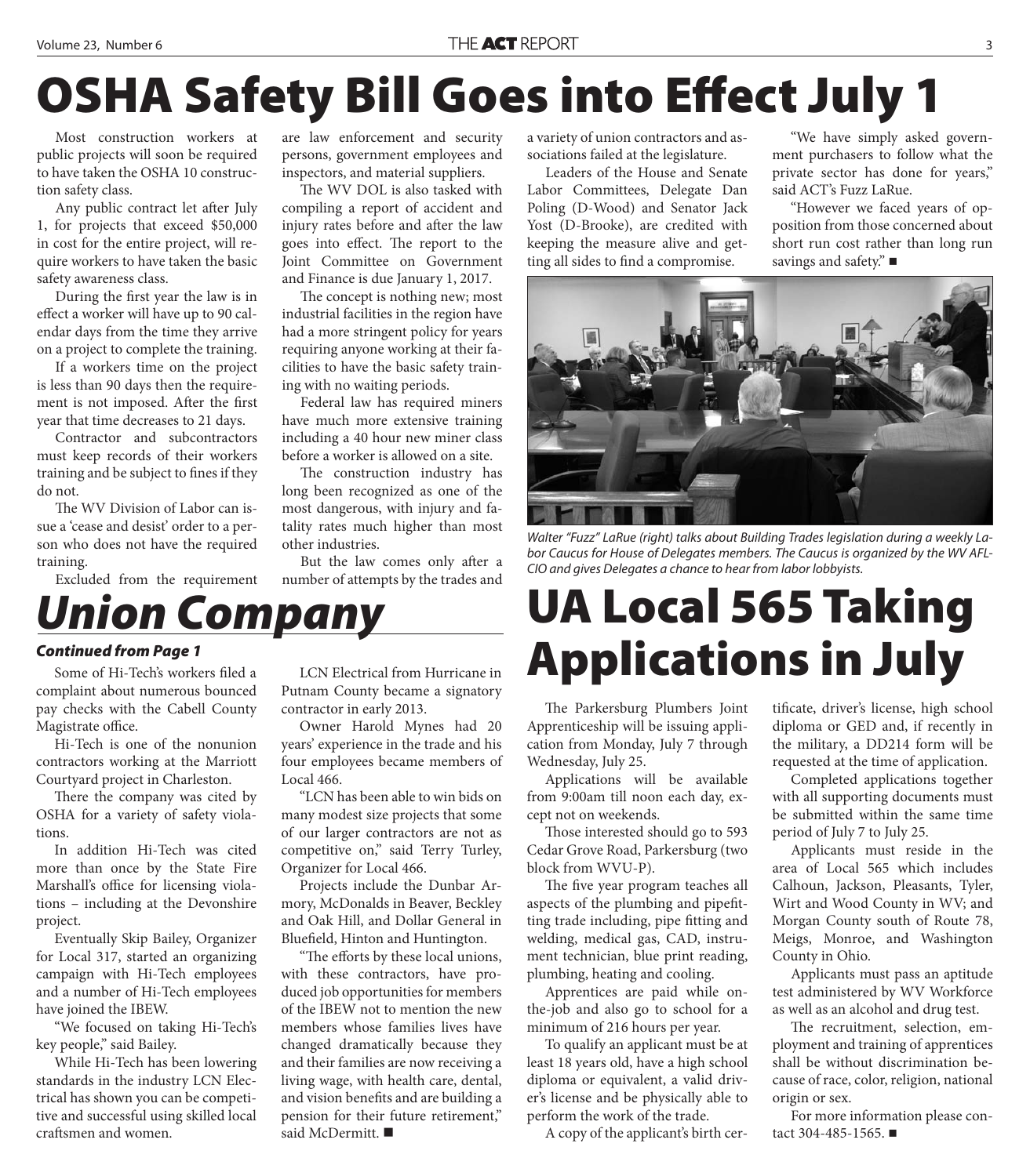# OSHA Safety Bill Goes into Effect July 1

Most construction workers at public projects will soon be required to have taken the OSHA 10 construction safety class.

Any public contract let after July 1, for projects that exceed $50,000 in cost for the entire project, will require workers to have taken the basic safety awareness class.

During the first year the law is in effect a worker will have up to 90 calendar days from the time they arrive on a project to complete the training.

If a workers time on the project is less than 90 days then the requirement is not imposed. After the first year that time decreases to 21 days.

Contractor and subcontractors must keep records of their workers training and be subject to fines if they do not.

The WV Division of Labor can issue a 'cease and desist' order to a person who does not have the required training.

Excluded from the requirement are law enforcement and security persons, government employees and inspectors, and material suppliers.

The WV DOL is also tasked with compiling a report of accident and injury rates before and after the law goes into effect. The report to the Joint Committee on Government and Finance is due January 1, 2017.

The concept is nothing new; most industrial facilities in the region have had a more stringent policy for years requiring anyone working at their facilities to have the basic safety training with no waiting periods.

Federal law has required miners have much more extensive training including a 40 hour new miner class before a worker is allowed on a site.

The construction industry has long been recognized as one of the most dangerous, with injury and fatality rates much higher than most other industries.

But the law comes only after a number of attempts by the trades and a variety of union contractors and associations failed at the legislature.

Leaders of the House and Senate Labor Committees, Delegate Dan Poling (D-Wood) and Senator Jack Yost (D-Brooke), are credited with keeping the measure alive and getting all sides to find a compromise.

"We have simply asked government purchasers to follow what the private sector has done for years," said ACT's Fuzz LaRue.

"However we faced years of opposition from those concerned about short run cost rather than long run savings and safety." ■

*Walter "Fuzz" LaRue (right) talks about Building Trades legislation during a weekly Labor Caucus for House of Delegates members. The Caucus is organized by the WV AFL-CIO and gives Delegates a chance to hear from labor lobbyists.*

# *Union Company*

***Continued from Page 1***

Some of Hi-Tech's workers filed a complaint about numerous bounced pay checks with the Cabell County Magistrate office.

Hi-Tech is one of the nonunion contractors working at the Marriott Courtyard project in Charleston.

There the company was cited by OSHA for a variety of safety violations.

In addition Hi-Tech was cited more than once by the State Fire Marshall's office for licensing violations – including at the Devonshire project.

Eventually Skip Bailey, Organizer for Local 317, started an organizing campaign with Hi-Tech employees and a number of Hi-Tech employees have joined the IBEW.

"We focused on taking Hi-Tech's key people," said Bailey.

While Hi-Tech has been lowering standards in the industry LCN Electrical has shown you can be competitive and successful using skilled local craftsmen and women.

LCN Electrical from Hurricane in Putnam County became a signatory contractor in early 2013.

Owner Harold Mynes had 20 years' experience in the trade and his four employees became members of Local 466.

"LCN has been able to win bids on many modest size projects that some of our larger contractors are not as competitive on," said Terry Turley, Organizer for Local 466.

Projects include the Dunbar Armory, McDonalds in Beaver, Beckley and Oak Hill, and Dollar General in Bluefield, Hinton and Huntington.

"The efforts by these local unions, with these contractors, have produced job opportunities for members of the IBEW not to mention the new members whose families lives have changed dramatically because they and their families are now receiving a living wage, with health care, dental, and vision benefits and are building a pension for their future retirement," said McDermitt. ■

# UA Local 565 Taking Applications in July

The Parkersburg Plumbers Joint Apprenticeship will be issuing application from Monday, July 7 through Wednesday, July 25.

Applications will be available from 9:00am till noon each day, except not on weekends.

Those interested should go to 593 Cedar Grove Road, Parkersburg (two block from WVU-P).

The five year program teaches all aspects of the plumbing and pipefitting trade including, pipe fitting and welding, medical gas, CAD, instrument technician, blue print reading, plumbing, heating and cooling.

Apprentices are paid while on-the-job and also go to school for a minimum of 216 hours per year.

To qualify an applicant must be at least 18 years old, have a high school diploma or equivalent, a valid driver's license and be physically able to perform the work of the trade.

A copy of the applicant's birth certificate, driver's license, high school diploma or GED and, if recently in the military, a DD214 form will be requested at the time of application.

Completed applications together with all supporting documents must be submitted within the same time period of July 7 to July 25.

Applicants must reside in the area of Local 565 which includes Calhoun, Jackson, Pleasants, Tyler, Wirt and Wood County in WV; and Morgan County south of Route 78, Meigs, Monroe, and Washington County in Ohio.

Applicants must pass an aptitude test administered by WV Workforce as well as an alcohol and drug test.

The recruitment, selection, employment and training of apprentices shall be without discrimination because of race, color, religion, national origin or sex.

For more information please contact 304-485-1565. ■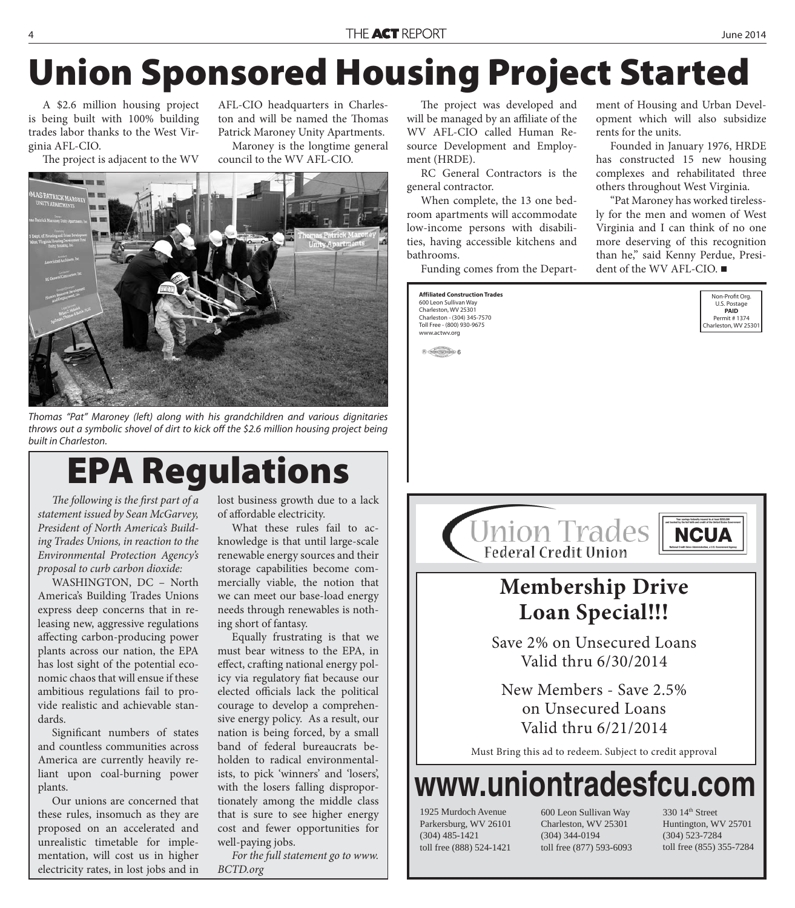# Union Sponsored Housing Project Started

A $2.6 million housing project is being built with 100% building trades labor thanks to the West Virginia AFL-CIO.

The project is adjacent to the WV AFL-CIO headquarters in Charleston and will be named the Thomas Patrick Maroney Unity Apartments.

Maroney is the longtime general council to the WV AFL-CIO.

The project was developed and will be managed by an affiliate of the WV AFL-CIO called Human Resource Development and Employment (HRDE).

RC General Contractors is the general contractor.

When complete, the 13 one bedroom apartments will accommodate low-income persons with disabilities, having accessible kitchens and bathrooms.

Funding comes from the Department of Housing and Urban Development which will also subsidize rents for the units.

Founded in January 1976, HRDE has constructed 15 new housing complexes and rehabilitated three others throughout West Virginia.

"Pat Maroney has worked tirelessly for the men and women of West Virginia and I can think of no one more deserving of this recognition than he," said Kenny Perdue, President of the WV AFL-CIO. ■

*Thomas "Pat" Maroney (left) along with his grandchildren and various dignitaries throws out a symbolic shovel of dirt to kick off the $2.6 million housing project being built in Charleston.*

**Affiliated Construction Trades**
600 Leon Sullivan Way
Charleston, WV 25301
Charleston - (304) 345-7570
Toll Free - (800) 930-9675
www.actwv.org

Non-Profit Org.
U.S. Postage
**PAID**
Permit # 1374
Charleston, WV 25301

# EPA Regulations

*The following is the first part of a statement issued by Sean McGarvey, President of North America's Building Trades Unions, in reaction to the Environmental Protection Agency's proposal to curb carbon dioxide:*

WASHINGTON, DC – North America's Building Trades Unions express deep concerns that in releasing new, aggressive regulations affecting carbon-producing power plants across our nation, the EPA has lost sight of the potential economic chaos that will ensue if these ambitious regulations fail to provide realistic and achievable standards.

Significant numbers of states and countless communities across America are currently heavily reliant upon coal-burning power plants.

Our unions are concerned that these rules, insomuch as they are proposed on an accelerated and unrealistic timetable for implementation, will cost us in higher electricity rates, in lost jobs and in lost business growth due to a lack of affordable electricity.

What these rules fail to acknowledge is that until large-scale renewable energy sources and their storage capabilities become commercially viable, the notion that we can meet our base-load energy needs through renewables is nothing short of fantasy.

Equally frustrating is that we must bear witness to the EPA, in effect, crafting national energy policy via regulatory fiat because our elected officials lack the political courage to develop a comprehensive energy policy. As a result, our nation is being forced, by a small band of federal bureaucrats beholden to radical environmentalists, to pick 'winners' and 'losers', with the losers falling disproportionately among the middle class that is sure to see higher energy cost and fewer opportunities for well-paying jobs.

*For the full statement go to www.BCTD.org*

Union Trades Federal Credit Union

NCUA

## Membership Drive Loan Special!!!

Save 2% on Unsecured Loans
Valid thru 6/30/2014

New Members - Save 2.5% on Unsecured Loans
Valid thru 6/21/2014

Must Bring this ad to redeem. Subject to credit approval

**www.uniontradesfcu.com**

1925 Murdoch Avenue
Parkersburg, WV 26101
(304) 485-1421
toll free (888) 524-1421

600 Leon Sullivan Way
Charleston, WV 25301
(304) 344-0194
toll free (877) 593-6093

330 14th Street
Huntington, WV 25701
(304) 523-7284
toll free (855) 355-7284